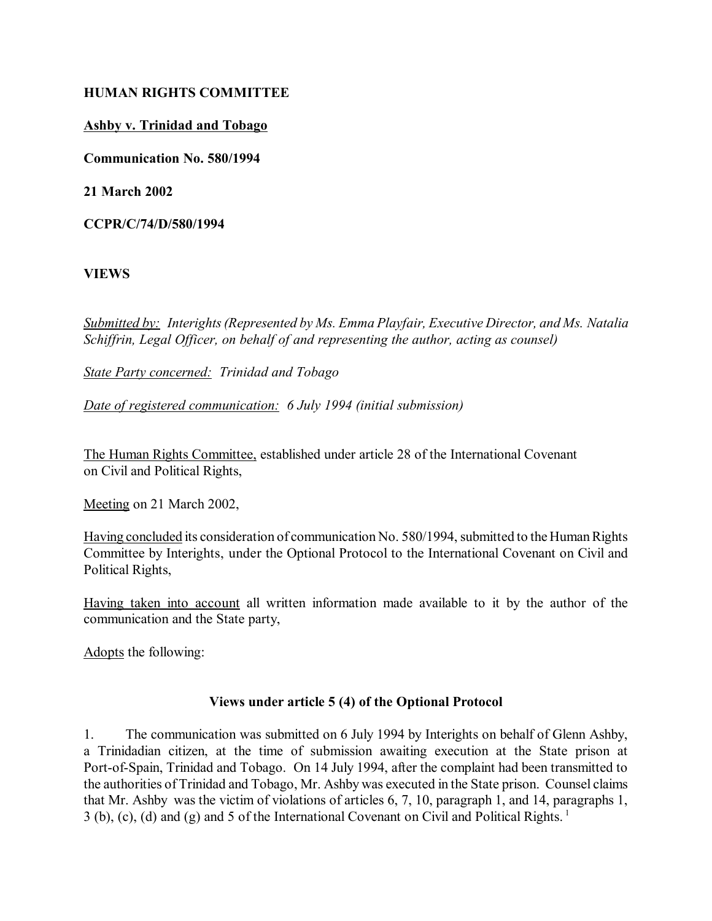**HUMAN RIGHTS COMMITTEE**

**Ashby v. Trinidad and Tobago**

**Communication No. 580/1994**

**21 March 2002**

**CCPR/C/74/D/580/1994**

**VIEWS**

*Submitted by: Interights (Represented by Ms. Emma Playfair, Executive Director, and Ms. Natalia Schiffrin, Legal Officer, on behalf of and representing the author, acting as counsel)*

*State Party concerned: Trinidad and Tobago*

*Date of registered communication: 6 July 1994 (initial submission)*

The Human Rights Committee, established under article 28 of the International Covenant on Civil and Political Rights,

Meeting on 21 March 2002,

Having concluded its consideration of communication No. 580/1994, submitted to the Human Rights Committee by Interights, under the Optional Protocol to the International Covenant on Civil and Political Rights,

Having taken into account all written information made available to it by the author of the communication and the State party,

Adopts the following:

**Views under article 5 (4) of the Optional Protocol**

1. The communication was submitted on 6 July 1994 by Interights on behalf of Glenn Ashby, a Trinidadian citizen, at the time of submission awaiting execution at the State prison at Port-of-Spain, Trinidad and Tobago. On 14 July 1994, after the complaint had been transmitted to the authorities of Trinidad and Tobago, Mr. Ashby was executed in the State prison. Counsel claims that Mr. Ashby was the victim of violations of articles 6, 7, 10, paragraph 1, and 14, paragraphs 1, 3 (b), (c), (d) and (g) and 5 of the International Covenant on Civil and Political Rights. [1]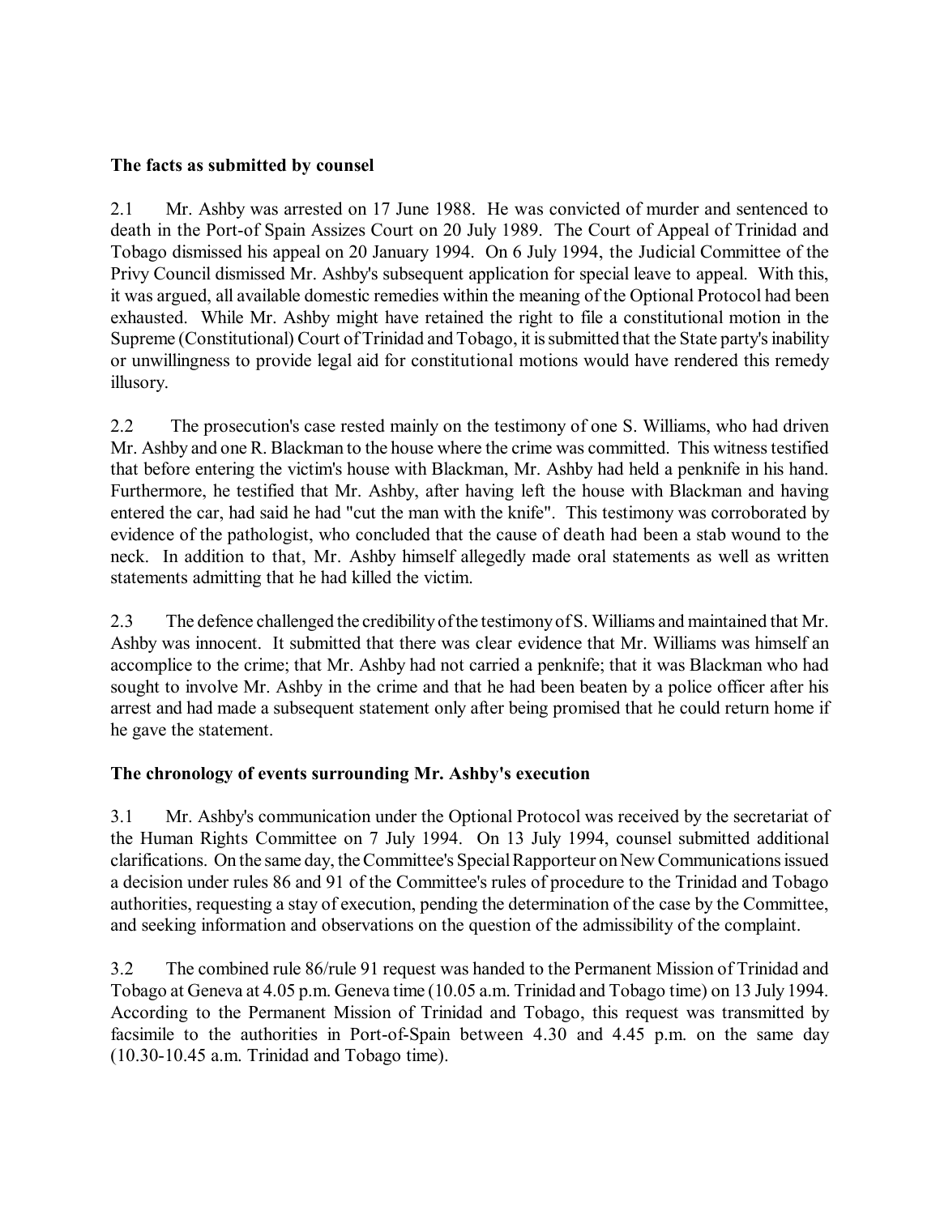**The facts as submitted by counsel**

2.1 Mr. Ashby was arrested on 17 June 1988. He was convicted of murder and sentenced to death in the Port-of Spain Assizes Court on 20 July 1989. The Court of Appeal of Trinidad and Tobago dismissed his appeal on 20 January 1994. On 6 July 1994, the Judicial Committee of the Privy Council dismissed Mr. Ashby's subsequent application for special leave to appeal. With this, it was argued, all available domestic remedies within the meaning of the Optional Protocol had been exhausted. While Mr. Ashby might have retained the right to file a constitutional motion in the Supreme (Constitutional) Court of Trinidad and Tobago, it is submitted that the State party's inability or unwillingness to provide legal aid for constitutional motions would have rendered this remedy illusory.

2.2 The prosecution's case rested mainly on the testimony of one S. Williams, who had driven Mr. Ashby and one R. Blackman to the house where the crime was committed. This witness testified that before entering the victim's house with Blackman, Mr. Ashby had held a penknife in his hand. Furthermore, he testified that Mr. Ashby, after having left the house with Blackman and having entered the car, had said he had "cut the man with the knife". This testimony was corroborated by evidence of the pathologist, who concluded that the cause of death had been a stab wound to the neck. In addition to that, Mr. Ashby himself allegedly made oral statements as well as written statements admitting that he had killed the victim.

2.3 The defence challenged the credibility of the testimony of S. Williams and maintained that Mr. Ashby was innocent. It submitted that there was clear evidence that Mr. Williams was himself an accomplice to the crime; that Mr. Ashby had not carried a penknife; that it was Blackman who had sought to involve Mr. Ashby in the crime and that he had been beaten by a police officer after his arrest and had made a subsequent statement only after being promised that he could return home if he gave the statement.

**The chronology of events surrounding Mr. Ashby's execution**

3.1 Mr. Ashby's communication under the Optional Protocol was received by the secretariat of the Human Rights Committee on 7 July 1994. On 13 July 1994, counsel submitted additional clarifications. On the same day, the Committee's Special Rapporteur on New Communications issued a decision under rules 86 and 91 of the Committee's rules of procedure to the Trinidad and Tobago authorities, requesting a stay of execution, pending the determination of the case by the Committee, and seeking information and observations on the question of the admissibility of the complaint.

3.2 The combined rule 86/rule 91 request was handed to the Permanent Mission of Trinidad and Tobago at Geneva at 4.05 p.m. Geneva time (10.05 a.m. Trinidad and Tobago time) on 13 July 1994. According to the Permanent Mission of Trinidad and Tobago, this request was transmitted by facsimile to the authorities in Port-of-Spain between 4.30 and 4.45 p.m. on the same day (10.30-10.45 a.m. Trinidad and Tobago time).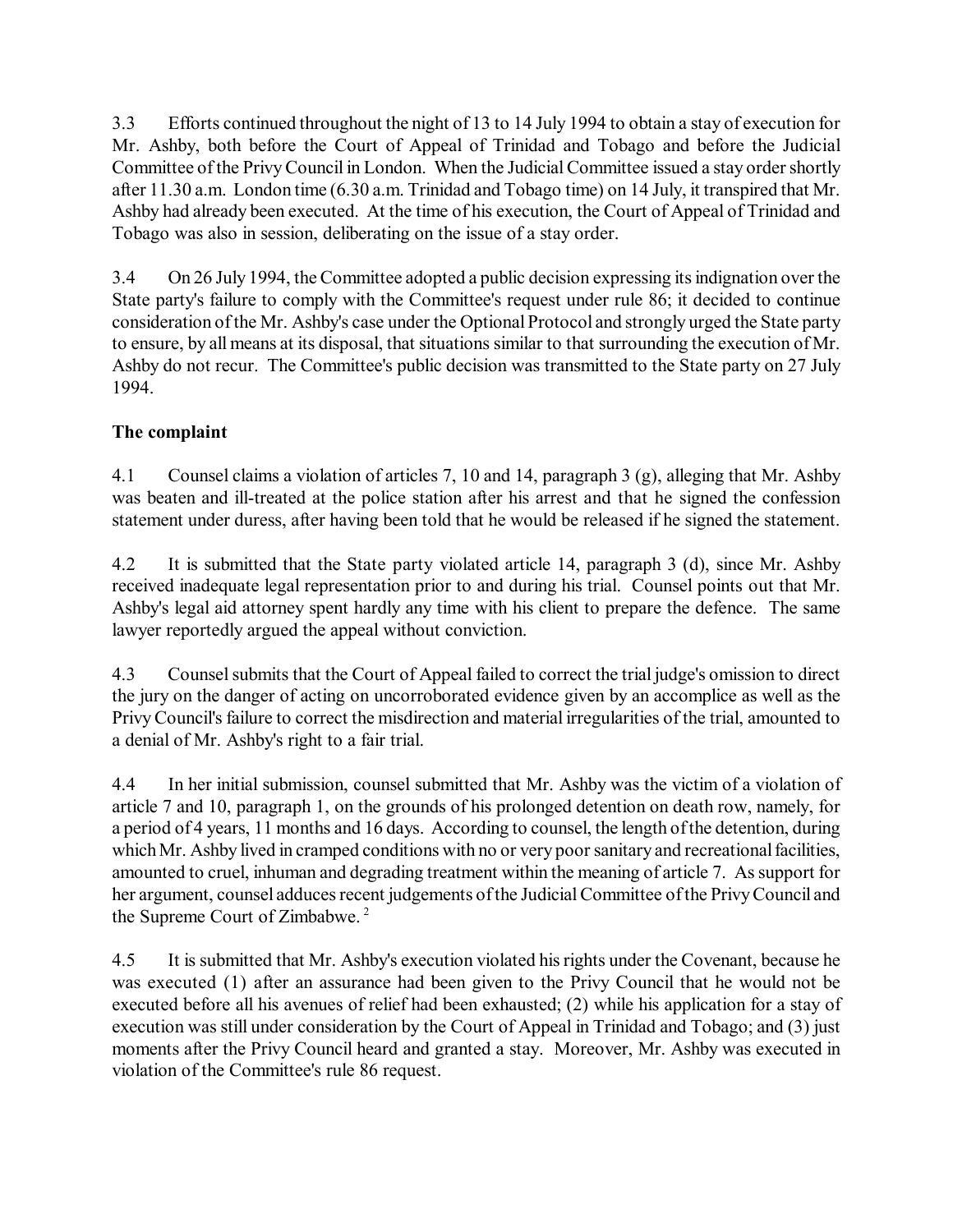3.3 Efforts continued throughout the night of 13 to 14 July 1994 to obtain a stay of execution for Mr. Ashby, both before the Court of Appeal of Trinidad and Tobago and before the Judicial Committee of the Privy Council in London. When the Judicial Committee issued a stay order shortly after 11.30 a.m. London time (6.30 a.m. Trinidad and Tobago time) on 14 July, it transpired that Mr. Ashby had already been executed. At the time of his execution, the Court of Appeal of Trinidad and Tobago was also in session, deliberating on the issue of a stay order.

3.4 On 26 July 1994, the Committee adopted a public decision expressing its indignation over the State party's failure to comply with the Committee's request under rule 86; it decided to continue consideration of the Mr. Ashby's case under the Optional Protocol and strongly urged the State party to ensure, by all means at its disposal, that situations similar to that surrounding the execution of Mr. Ashby do not recur. The Committee's public decision was transmitted to the State party on 27 July 1994.

**The complaint**

4.1 Counsel claims a violation of articles 7, 10 and 14, paragraph 3 (g), alleging that Mr. Ashby was beaten and ill-treated at the police station after his arrest and that he signed the confession statement under duress, after having been told that he would be released if he signed the statement.

4.2 It is submitted that the State party violated article 14, paragraph 3 (d), since Mr. Ashby received inadequate legal representation prior to and during his trial. Counsel points out that Mr. Ashby's legal aid attorney spent hardly any time with his client to prepare the defence. The same lawyer reportedly argued the appeal without conviction.

4.3 Counsel submits that the Court of Appeal failed to correct the trial judge's omission to direct the jury on the danger of acting on uncorroborated evidence given by an accomplice as well as the Privy Council's failure to correct the misdirection and material irregularities of the trial, amounted to a denial of Mr. Ashby's right to a fair trial.

4.4 In her initial submission, counsel submitted that Mr. Ashby was the victim of a violation of article 7 and 10, paragraph 1, on the grounds of his prolonged detention on death row, namely, for a period of 4 years, 11 months and 16 days. According to counsel, the length of the detention, during which Mr. Ashby lived in cramped conditions with no or very poor sanitary and recreational facilities, amounted to cruel, inhuman and degrading treatment within the meaning of article 7. As support for her argument, counsel adduces recent judgements of the Judicial Committee of the Privy Council and the Supreme Court of Zimbabwe. [2]

4.5 It is submitted that Mr. Ashby's execution violated his rights under the Covenant, because he was executed (1) after an assurance had been given to the Privy Council that he would not be executed before all his avenues of relief had been exhausted; (2) while his application for a stay of execution was still under consideration by the Court of Appeal in Trinidad and Tobago; and (3) just moments after the Privy Council heard and granted a stay. Moreover, Mr. Ashby was executed in violation of the Committee's rule 86 request.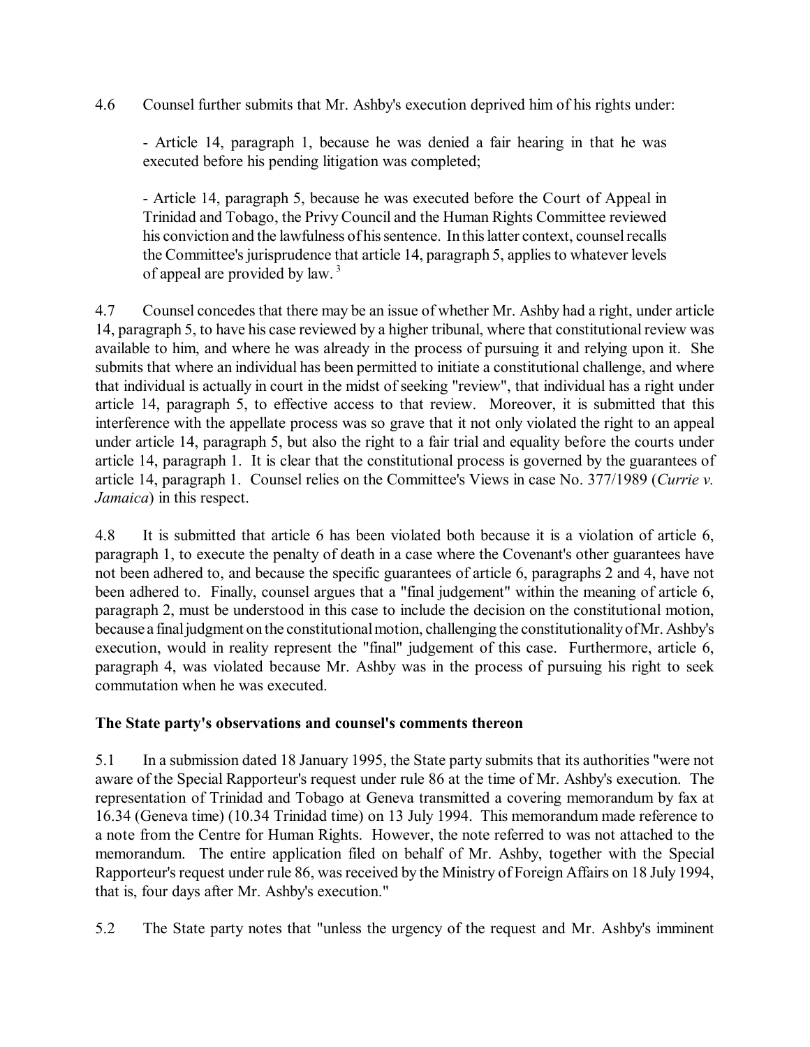4.6 Counsel further submits that Mr. Ashby's execution deprived him of his rights under:

- Article 14, paragraph 1, because he was denied a fair hearing in that he was executed before his pending litigation was completed;

- Article 14, paragraph 5, because he was executed before the Court of Appeal in Trinidad and Tobago, the Privy Council and the Human Rights Committee reviewed his conviction and the lawfulness of his sentence. In this latter context, counsel recalls the Committee's jurisprudence that article 14, paragraph 5, applies to whatever levels of appeal are provided by law. [3]

4.7 Counsel concedes that there may be an issue of whether Mr. Ashby had a right, under article 14, paragraph 5, to have his case reviewed by a higher tribunal, where that constitutional review was available to him, and where he was already in the process of pursuing it and relying upon it. She submits that where an individual has been permitted to initiate a constitutional challenge, and where that individual is actually in court in the midst of seeking "review", that individual has a right under article 14, paragraph 5, to effective access to that review. Moreover, it is submitted that this interference with the appellate process was so grave that it not only violated the right to an appeal under article 14, paragraph 5, but also the right to a fair trial and equality before the courts under article 14, paragraph 1. It is clear that the constitutional process is governed by the guarantees of article 14, paragraph 1. Counsel relies on the Committee's Views in case No. 377/1989 (*Currie v. Jamaica*) in this respect.

4.8 It is submitted that article 6 has been violated both because it is a violation of article 6, paragraph 1, to execute the penalty of death in a case where the Covenant's other guarantees have not been adhered to, and because the specific guarantees of article 6, paragraphs 2 and 4, have not been adhered to. Finally, counsel argues that a "final judgement" within the meaning of article 6, paragraph 2, must be understood in this case to include the decision on the constitutional motion, because a final judgment on the constitutional motion, challenging the constitutionality of Mr. Ashby's execution, would in reality represent the "final" judgement of this case. Furthermore, article 6, paragraph 4, was violated because Mr. Ashby was in the process of pursuing his right to seek commutation when he was executed.

**The State party's observations and counsel's comments thereon**

5.1 In a submission dated 18 January 1995, the State party submits that its authorities "were not aware of the Special Rapporteur's request under rule 86 at the time of Mr. Ashby's execution. The representation of Trinidad and Tobago at Geneva transmitted a covering memorandum by fax at 16.34 (Geneva time) (10.34 Trinidad time) on 13 July 1994. This memorandum made reference to a note from the Centre for Human Rights. However, the note referred to was not attached to the memorandum. The entire application filed on behalf of Mr. Ashby, together with the Special Rapporteur's request under rule 86, was received by the Ministry of Foreign Affairs on 18 July 1994, that is, four days after Mr. Ashby's execution."

5.2 The State party notes that "unless the urgency of the request and Mr. Ashby's imminent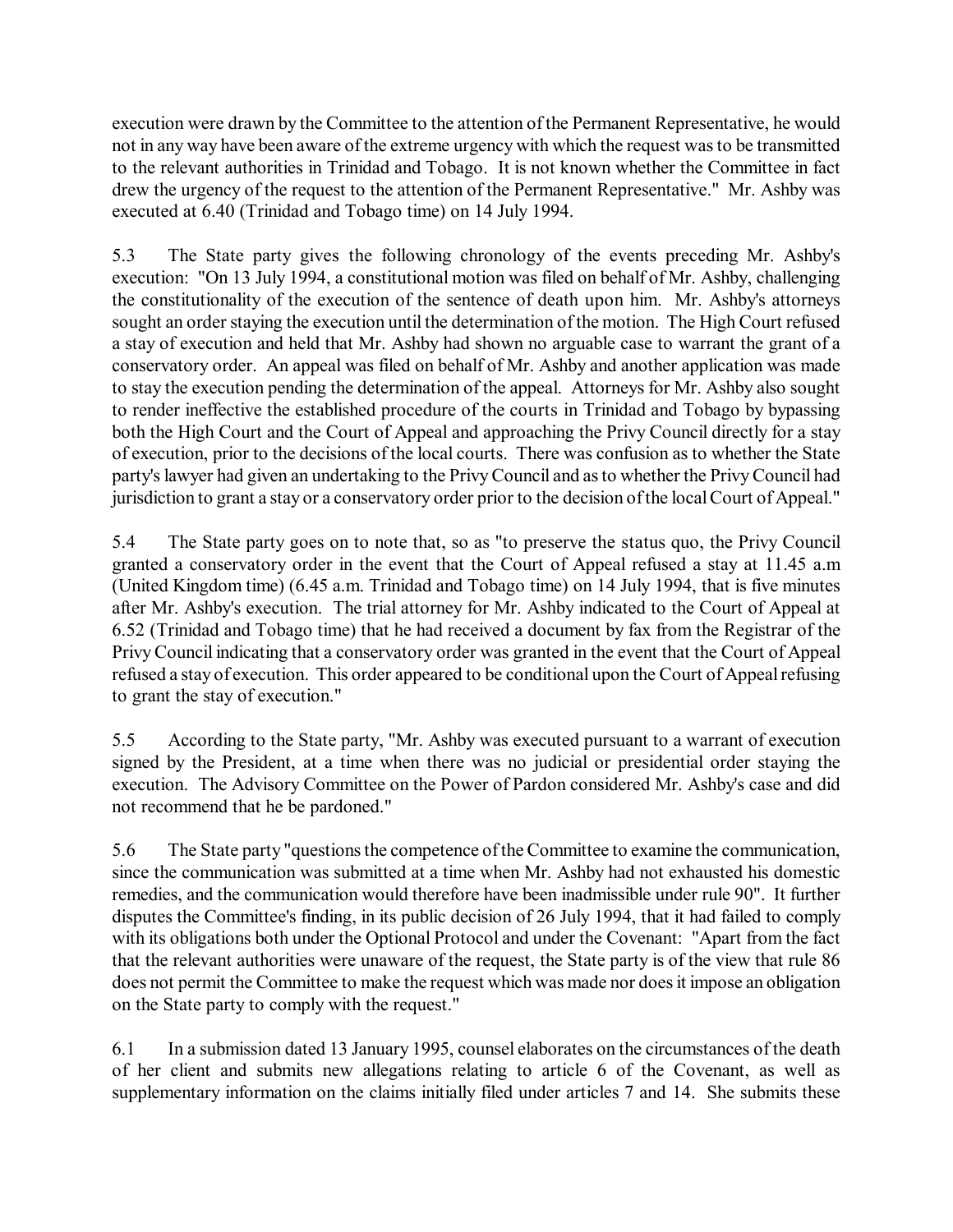execution were drawn by the Committee to the attention of the Permanent Representative, he would not in any way have been aware of the extreme urgency with which the request was to be transmitted to the relevant authorities in Trinidad and Tobago. It is not known whether the Committee in fact drew the urgency of the request to the attention of the Permanent Representative." Mr. Ashby was executed at 6.40 (Trinidad and Tobago time) on 14 July 1994.

5.3 The State party gives the following chronology of the events preceding Mr. Ashby's execution: "On 13 July 1994, a constitutional motion was filed on behalf of Mr. Ashby, challenging the constitutionality of the execution of the sentence of death upon him. Mr. Ashby's attorneys sought an order staying the execution until the determination of the motion. The High Court refused a stay of execution and held that Mr. Ashby had shown no arguable case to warrant the grant of a conservatory order. An appeal was filed on behalf of Mr. Ashby and another application was made to stay the execution pending the determination of the appeal. Attorneys for Mr. Ashby also sought to render ineffective the established procedure of the courts in Trinidad and Tobago by bypassing both the High Court and the Court of Appeal and approaching the Privy Council directly for a stay of execution, prior to the decisions of the local courts. There was confusion as to whether the State party's lawyer had given an undertaking to the Privy Council and as to whether the Privy Council had jurisdiction to grant a stay or a conservatory order prior to the decision of the local Court of Appeal."

5.4 The State party goes on to note that, so as "to preserve the status quo, the Privy Council granted a conservatory order in the event that the Court of Appeal refused a stay at 11.45 a.m (United Kingdom time) (6.45 a.m. Trinidad and Tobago time) on 14 July 1994, that is five minutes after Mr. Ashby's execution. The trial attorney for Mr. Ashby indicated to the Court of Appeal at 6.52 (Trinidad and Tobago time) that he had received a document by fax from the Registrar of the Privy Council indicating that a conservatory order was granted in the event that the Court of Appeal refused a stay of execution. This order appeared to be conditional upon the Court of Appeal refusing to grant the stay of execution."

5.5 According to the State party, "Mr. Ashby was executed pursuant to a warrant of execution signed by the President, at a time when there was no judicial or presidential order staying the execution. The Advisory Committee on the Power of Pardon considered Mr. Ashby's case and did not recommend that he be pardoned."

5.6 The State party "questions the competence of the Committee to examine the communication, since the communication was submitted at a time when Mr. Ashby had not exhausted his domestic remedies, and the communication would therefore have been inadmissible under rule 90". It further disputes the Committee's finding, in its public decision of 26 July 1994, that it had failed to comply with its obligations both under the Optional Protocol and under the Covenant: "Apart from the fact that the relevant authorities were unaware of the request, the State party is of the view that rule 86 does not permit the Committee to make the request which was made nor does it impose an obligation on the State party to comply with the request."

6.1 In a submission dated 13 January 1995, counsel elaborates on the circumstances of the death of her client and submits new allegations relating to article 6 of the Covenant, as well as supplementary information on the claims initially filed under articles 7 and 14. She submits these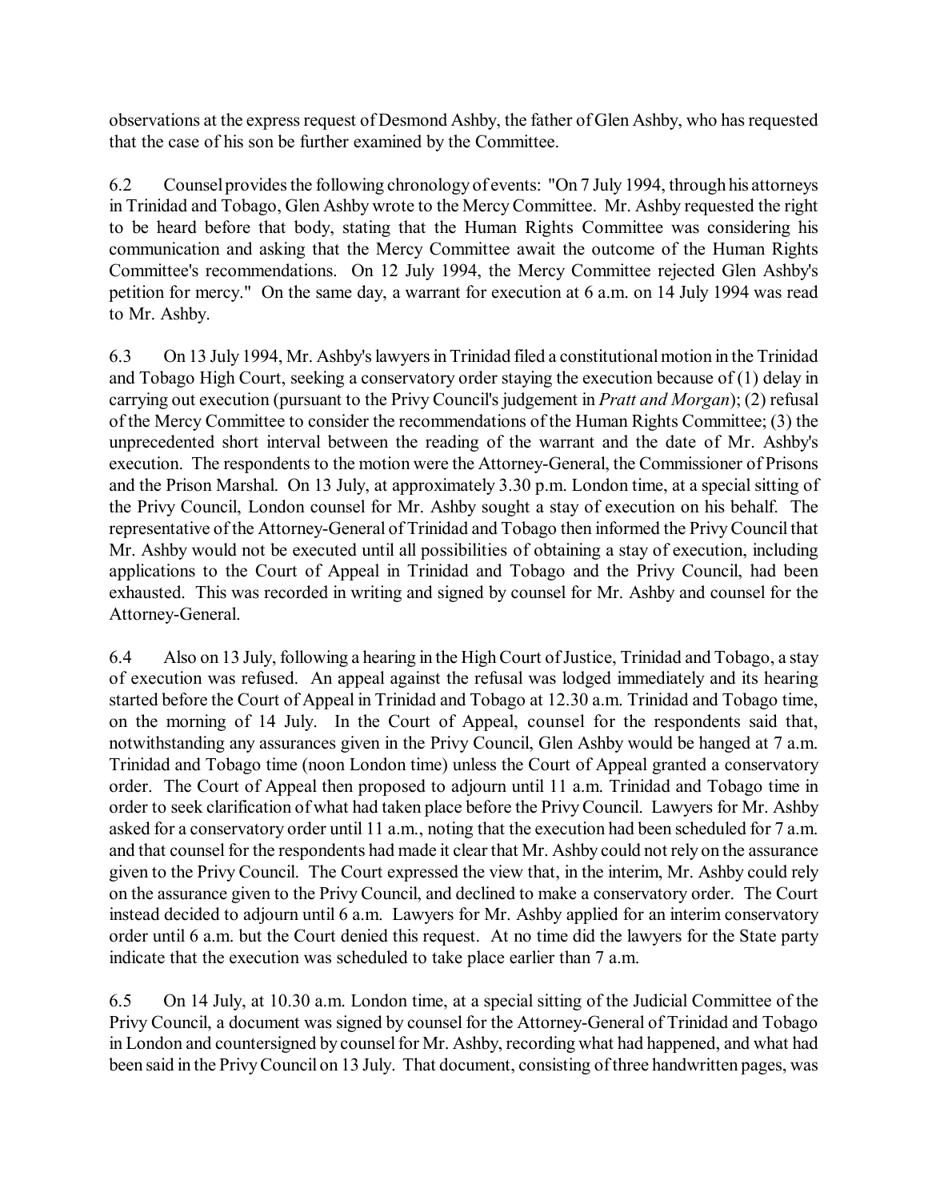observations at the express request of Desmond Ashby, the father of Glen Ashby, who has requested that the case of his son be further examined by the Committee.

6.2 Counsel provides the following chronology of events: "On 7 July 1994, through his attorneys in Trinidad and Tobago, Glen Ashby wrote to the Mercy Committee. Mr. Ashby requested the right to be heard before that body, stating that the Human Rights Committee was considering his communication and asking that the Mercy Committee await the outcome of the Human Rights Committee's recommendations. On 12 July 1994, the Mercy Committee rejected Glen Ashby's petition for mercy." On the same day, a warrant for execution at 6 a.m. on 14 July 1994 was read to Mr. Ashby.

6.3 On 13 July 1994, Mr. Ashby's lawyers in Trinidad filed a constitutional motion in the Trinidad and Tobago High Court, seeking a conservatory order staying the execution because of (1) delay in carrying out execution (pursuant to the Privy Council's judgement in *Pratt and Morgan*); (2) refusal of the Mercy Committee to consider the recommendations of the Human Rights Committee; (3) the unprecedented short interval between the reading of the warrant and the date of Mr. Ashby's execution. The respondents to the motion were the Attorney-General, the Commissioner of Prisons and the Prison Marshal. On 13 July, at approximately 3.30 p.m. London time, at a special sitting of the Privy Council, London counsel for Mr. Ashby sought a stay of execution on his behalf. The representative of the Attorney-General of Trinidad and Tobago then informed the Privy Council that Mr. Ashby would not be executed until all possibilities of obtaining a stay of execution, including applications to the Court of Appeal in Trinidad and Tobago and the Privy Council, had been exhausted. This was recorded in writing and signed by counsel for Mr. Ashby and counsel for the Attorney-General.

6.4 Also on 13 July, following a hearing in the High Court of Justice, Trinidad and Tobago, a stay of execution was refused. An appeal against the refusal was lodged immediately and its hearing started before the Court of Appeal in Trinidad and Tobago at 12.30 a.m. Trinidad and Tobago time, on the morning of 14 July. In the Court of Appeal, counsel for the respondents said that, notwithstanding any assurances given in the Privy Council, Glen Ashby would be hanged at 7 a.m. Trinidad and Tobago time (noon London time) unless the Court of Appeal granted a conservatory order. The Court of Appeal then proposed to adjourn until 11 a.m. Trinidad and Tobago time in order to seek clarification of what had taken place before the Privy Council. Lawyers for Mr. Ashby asked for a conservatory order until 11 a.m., noting that the execution had been scheduled for 7 a.m. and that counsel for the respondents had made it clear that Mr. Ashby could not rely on the assurance given to the Privy Council. The Court expressed the view that, in the interim, Mr. Ashby could rely on the assurance given to the Privy Council, and declined to make a conservatory order. The Court instead decided to adjourn until 6 a.m. Lawyers for Mr. Ashby applied for an interim conservatory order until 6 a.m. but the Court denied this request. At no time did the lawyers for the State party indicate that the execution was scheduled to take place earlier than 7 a.m.

6.5 On 14 July, at 10.30 a.m. London time, at a special sitting of the Judicial Committee of the Privy Council, a document was signed by counsel for the Attorney-General of Trinidad and Tobago in London and countersigned by counsel for Mr. Ashby, recording what had happened, and what had been said in the Privy Council on 13 July. That document, consisting of three handwritten pages, was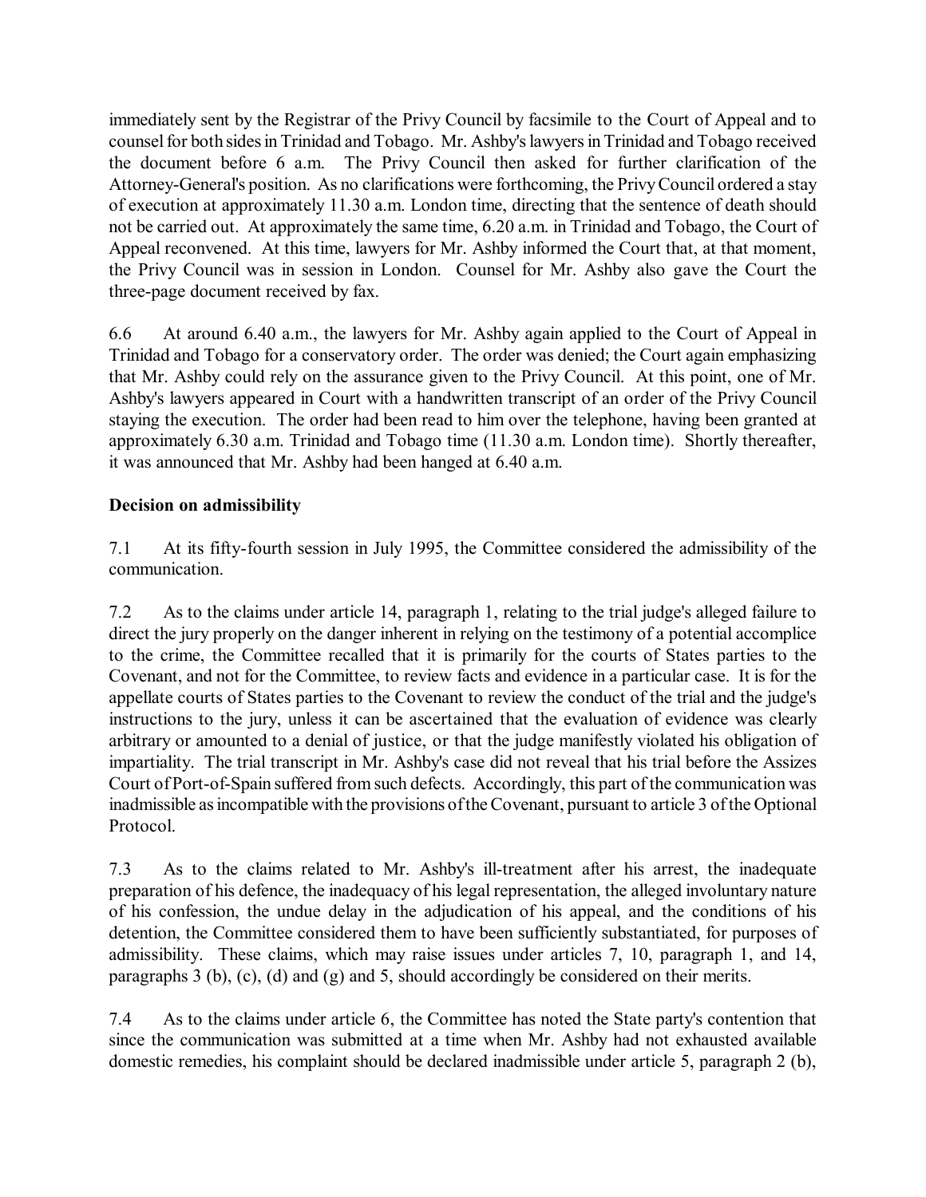immediately sent by the Registrar of the Privy Council by facsimile to the Court of Appeal and to counsel for both sides in Trinidad and Tobago. Mr. Ashby's lawyers in Trinidad and Tobago received the document before 6 a.m. The Privy Council then asked for further clarification of the Attorney-General's position. As no clarifications were forthcoming, the Privy Council ordered a stay of execution at approximately 11.30 a.m. London time, directing that the sentence of death should not be carried out. At approximately the same time, 6.20 a.m. in Trinidad and Tobago, the Court of Appeal reconvened. At this time, lawyers for Mr. Ashby informed the Court that, at that moment, the Privy Council was in session in London. Counsel for Mr. Ashby also gave the Court the three-page document received by fax.

6.6 At around 6.40 a.m., the lawyers for Mr. Ashby again applied to the Court of Appeal in Trinidad and Tobago for a conservatory order. The order was denied; the Court again emphasizing that Mr. Ashby could rely on the assurance given to the Privy Council. At this point, one of Mr. Ashby's lawyers appeared in Court with a handwritten transcript of an order of the Privy Council staying the execution. The order had been read to him over the telephone, having been granted at approximately 6.30 a.m. Trinidad and Tobago time (11.30 a.m. London time). Shortly thereafter, it was announced that Mr. Ashby had been hanged at 6.40 a.m.

**Decision on admissibility**

7.1 At its fifty-fourth session in July 1995, the Committee considered the admissibility of the communication.

7.2 As to the claims under article 14, paragraph 1, relating to the trial judge's alleged failure to direct the jury properly on the danger inherent in relying on the testimony of a potential accomplice to the crime, the Committee recalled that it is primarily for the courts of States parties to the Covenant, and not for the Committee, to review facts and evidence in a particular case. It is for the appellate courts of States parties to the Covenant to review the conduct of the trial and the judge's instructions to the jury, unless it can be ascertained that the evaluation of evidence was clearly arbitrary or amounted to a denial of justice, or that the judge manifestly violated his obligation of impartiality. The trial transcript in Mr. Ashby's case did not reveal that his trial before the Assizes Court of Port-of-Spain suffered from such defects. Accordingly, this part of the communication was inadmissible as incompatible with the provisions of the Covenant, pursuant to article 3 of the Optional Protocol.

7.3 As to the claims related to Mr. Ashby's ill-treatment after his arrest, the inadequate preparation of his defence, the inadequacy of his legal representation, the alleged involuntary nature of his confession, the undue delay in the adjudication of his appeal, and the conditions of his detention, the Committee considered them to have been sufficiently substantiated, for purposes of admissibility. These claims, which may raise issues under articles 7, 10, paragraph 1, and 14, paragraphs 3 (b), (c), (d) and (g) and 5, should accordingly be considered on their merits.

7.4 As to the claims under article 6, the Committee has noted the State party's contention that since the communication was submitted at a time when Mr. Ashby had not exhausted available domestic remedies, his complaint should be declared inadmissible under article 5, paragraph 2 (b),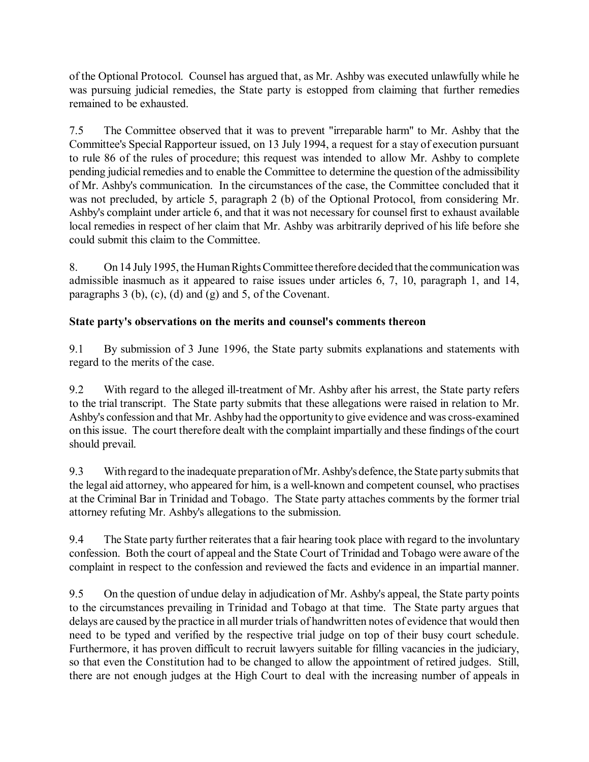of the Optional Protocol. Counsel has argued that, as Mr. Ashby was executed unlawfully while he was pursuing judicial remedies, the State party is estopped from claiming that further remedies remained to be exhausted.

7.5 The Committee observed that it was to prevent "irreparable harm" to Mr. Ashby that the Committee's Special Rapporteur issued, on 13 July 1994, a request for a stay of execution pursuant to rule 86 of the rules of procedure; this request was intended to allow Mr. Ashby to complete pending judicial remedies and to enable the Committee to determine the question of the admissibility of Mr. Ashby's communication. In the circumstances of the case, the Committee concluded that it was not precluded, by article 5, paragraph 2 (b) of the Optional Protocol, from considering Mr. Ashby's complaint under article 6, and that it was not necessary for counsel first to exhaust available local remedies in respect of her claim that Mr. Ashby was arbitrarily deprived of his life before she could submit this claim to the Committee.

8. On 14 July 1995, the Human Rights Committee therefore decided that the communication was admissible inasmuch as it appeared to raise issues under articles 6, 7, 10, paragraph 1, and 14, paragraphs 3 (b), (c), (d) and (g) and 5, of the Covenant.

**State party's observations on the merits and counsel's comments thereon**

9.1 By submission of 3 June 1996, the State party submits explanations and statements with regard to the merits of the case.

9.2 With regard to the alleged ill-treatment of Mr. Ashby after his arrest, the State party refers to the trial transcript. The State party submits that these allegations were raised in relation to Mr. Ashby's confession and that Mr. Ashby had the opportunity to give evidence and was cross-examined on this issue. The court therefore dealt with the complaint impartially and these findings of the court should prevail.

9.3 With regard to the inadequate preparation of Mr. Ashby's defence, the State party submits that the legal aid attorney, who appeared for him, is a well-known and competent counsel, who practises at the Criminal Bar in Trinidad and Tobago. The State party attaches comments by the former trial attorney refuting Mr. Ashby's allegations to the submission.

9.4 The State party further reiterates that a fair hearing took place with regard to the involuntary confession. Both the court of appeal and the State Court of Trinidad and Tobago were aware of the complaint in respect to the confession and reviewed the facts and evidence in an impartial manner.

9.5 On the question of undue delay in adjudication of Mr. Ashby's appeal, the State party points to the circumstances prevailing in Trinidad and Tobago at that time. The State party argues that delays are caused by the practice in all murder trials of handwritten notes of evidence that would then need to be typed and verified by the respective trial judge on top of their busy court schedule. Furthermore, it has proven difficult to recruit lawyers suitable for filling vacancies in the judiciary, so that even the Constitution had to be changed to allow the appointment of retired judges. Still, there are not enough judges at the High Court to deal with the increasing number of appeals in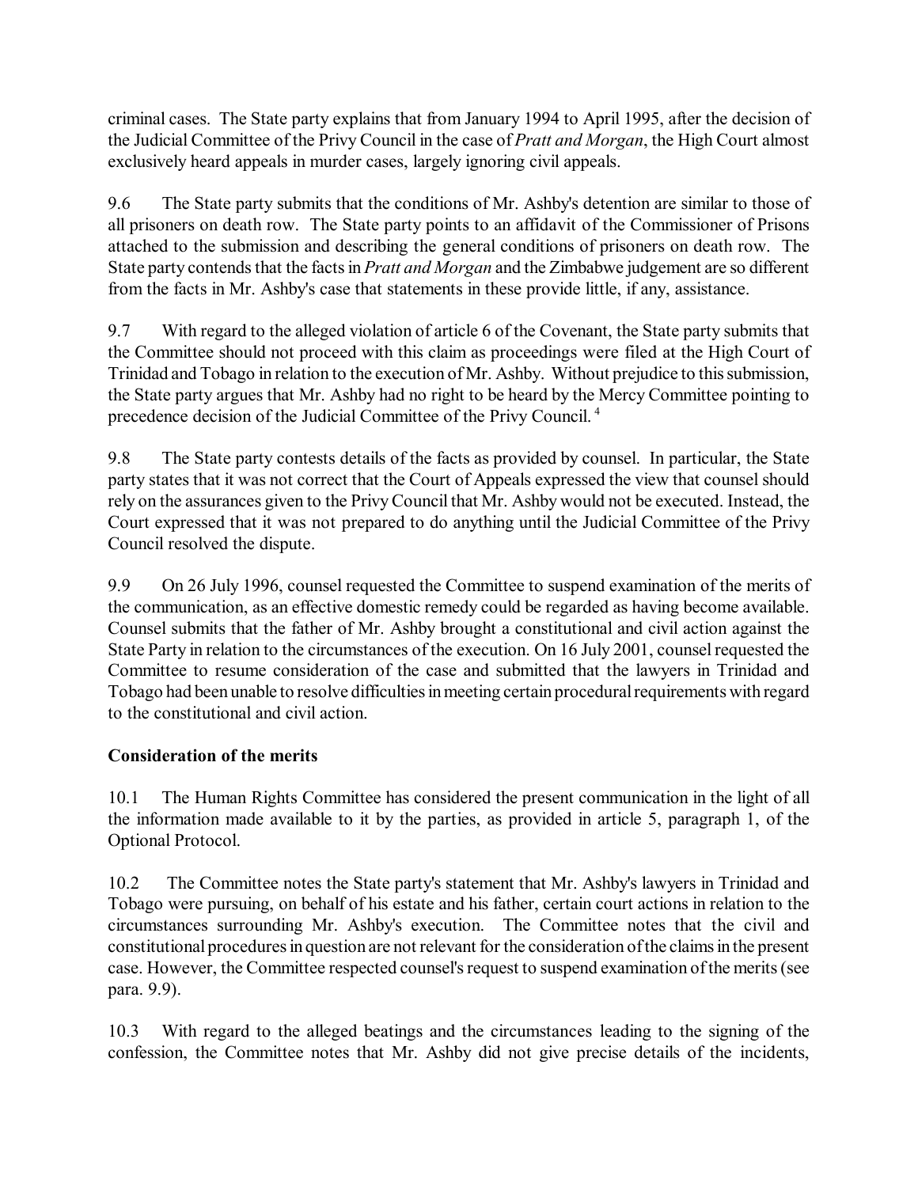criminal cases. The State party explains that from January 1994 to April 1995, after the decision of the Judicial Committee of the Privy Council in the case of *Pratt and Morgan*, the High Court almost exclusively heard appeals in murder cases, largely ignoring civil appeals.

9.6 The State party submits that the conditions of Mr. Ashby's detention are similar to those of all prisoners on death row. The State party points to an affidavit of the Commissioner of Prisons attached to the submission and describing the general conditions of prisoners on death row. The State party contends that the facts in *Pratt and Morgan* and the Zimbabwe judgement are so different from the facts in Mr. Ashby's case that statements in these provide little, if any, assistance.

9.7 With regard to the alleged violation of article 6 of the Covenant, the State party submits that the Committee should not proceed with this claim as proceedings were filed at the High Court of Trinidad and Tobago in relation to the execution of Mr. Ashby. Without prejudice to this submission, the State party argues that Mr. Ashby had no right to be heard by the Mercy Committee pointing to precedence decision of the Judicial Committee of the Privy Council. [4]

9.8 The State party contests details of the facts as provided by counsel. In particular, the State party states that it was not correct that the Court of Appeals expressed the view that counsel should rely on the assurances given to the Privy Council that Mr. Ashby would not be executed. Instead, the Court expressed that it was not prepared to do anything until the Judicial Committee of the Privy Council resolved the dispute.

9.9 On 26 July 1996, counsel requested the Committee to suspend examination of the merits of the communication, as an effective domestic remedy could be regarded as having become available. Counsel submits that the father of Mr. Ashby brought a constitutional and civil action against the State Party in relation to the circumstances of the execution. On 16 July 2001, counsel requested the Committee to resume consideration of the case and submitted that the lawyers in Trinidad and Tobago had been unable to resolve difficulties in meeting certain procedural requirements with regard to the constitutional and civil action.

### Consideration of the merits

10.1 The Human Rights Committee has considered the present communication in the light of all the information made available to it by the parties, as provided in article 5, paragraph 1, of the Optional Protocol.

10.2 The Committee notes the State party's statement that Mr. Ashby's lawyers in Trinidad and Tobago were pursuing, on behalf of his estate and his father, certain court actions in relation to the circumstances surrounding Mr. Ashby's execution. The Committee notes that the civil and constitutional procedures in question are not relevant for the consideration of the claims in the present case. However, the Committee respected counsel's request to suspend examination of the merits (see para. 9.9).

10.3 With regard to the alleged beatings and the circumstances leading to the signing of the confession, the Committee notes that Mr. Ashby did not give precise details of the incidents,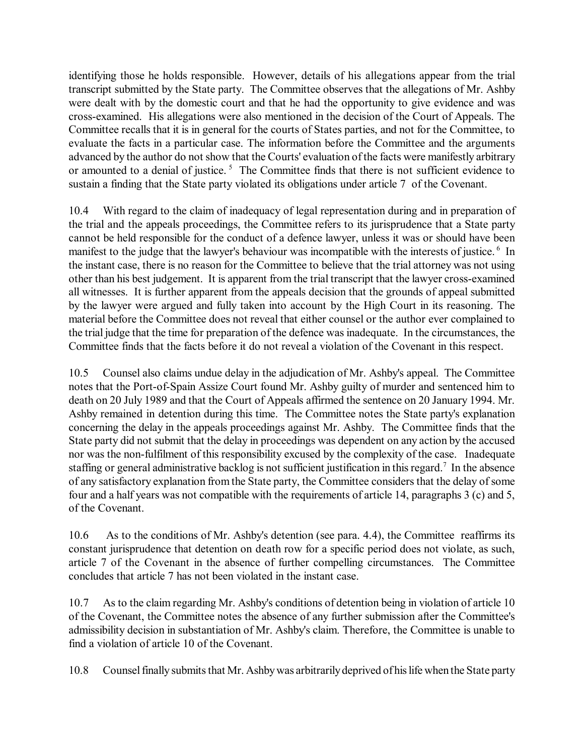identifying those he holds responsible. However, details of his allegations appear from the trial transcript submitted by the State party. The Committee observes that the allegations of Mr. Ashby were dealt with by the domestic court and that he had the opportunity to give evidence and was cross-examined. His allegations were also mentioned in the decision of the Court of Appeals. The Committee recalls that it is in general for the courts of States parties, and not for the Committee, to evaluate the facts in a particular case. The information before the Committee and the arguments advanced by the author do not show that the Courts' evaluation of the facts were manifestly arbitrary or amounted to a denial of justice. [5] The Committee finds that there is not sufficient evidence to sustain a finding that the State party violated its obligations under article 7 of the Covenant.

10.4 With regard to the claim of inadequacy of legal representation during and in preparation of the trial and the appeals proceedings, the Committee refers to its jurisprudence that a State party cannot be held responsible for the conduct of a defence lawyer, unless it was or should have been manifest to the judge that the lawyer's behaviour was incompatible with the interests of justice. [6] In the instant case, there is no reason for the Committee to believe that the trial attorney was not using other than his best judgement. It is apparent from the trial transcript that the lawyer cross-examined all witnesses. It is further apparent from the appeals decision that the grounds of appeal submitted by the lawyer were argued and fully taken into account by the High Court in its reasoning. The material before the Committee does not reveal that either counsel or the author ever complained to the trial judge that the time for preparation of the defence was inadequate. In the circumstances, the Committee finds that the facts before it do not reveal a violation of the Covenant in this respect.

10.5 Counsel also claims undue delay in the adjudication of Mr. Ashby's appeal. The Committee notes that the Port-of-Spain Assize Court found Mr. Ashby guilty of murder and sentenced him to death on 20 July 1989 and that the Court of Appeals affirmed the sentence on 20 January 1994. Mr. Ashby remained in detention during this time. The Committee notes the State party's explanation concerning the delay in the appeals proceedings against Mr. Ashby. The Committee finds that the State party did not submit that the delay in proceedings was dependent on any action by the accused nor was the non-fulfilment of this responsibility excused by the complexity of the case. Inadequate staffing or general administrative backlog is not sufficient justification in this regard.[7] In the absence of any satisfactory explanation from the State party, the Committee considers that the delay of some four and a half years was not compatible with the requirements of article 14, paragraphs 3 (c) and 5, of the Covenant.

10.6 As to the conditions of Mr. Ashby's detention (see para. 4.4), the Committee reaffirms its constant jurisprudence that detention on death row for a specific period does not violate, as such, article 7 of the Covenant in the absence of further compelling circumstances. The Committee concludes that article 7 has not been violated in the instant case.

10.7 As to the claim regarding Mr. Ashby's conditions of detention being in violation of article 10 of the Covenant, the Committee notes the absence of any further submission after the Committee's admissibility decision in substantiation of Mr. Ashby's claim. Therefore, the Committee is unable to find a violation of article 10 of the Covenant.

10.8 Counsel finally submits that Mr. Ashby was arbitrarily deprived of his life when the State party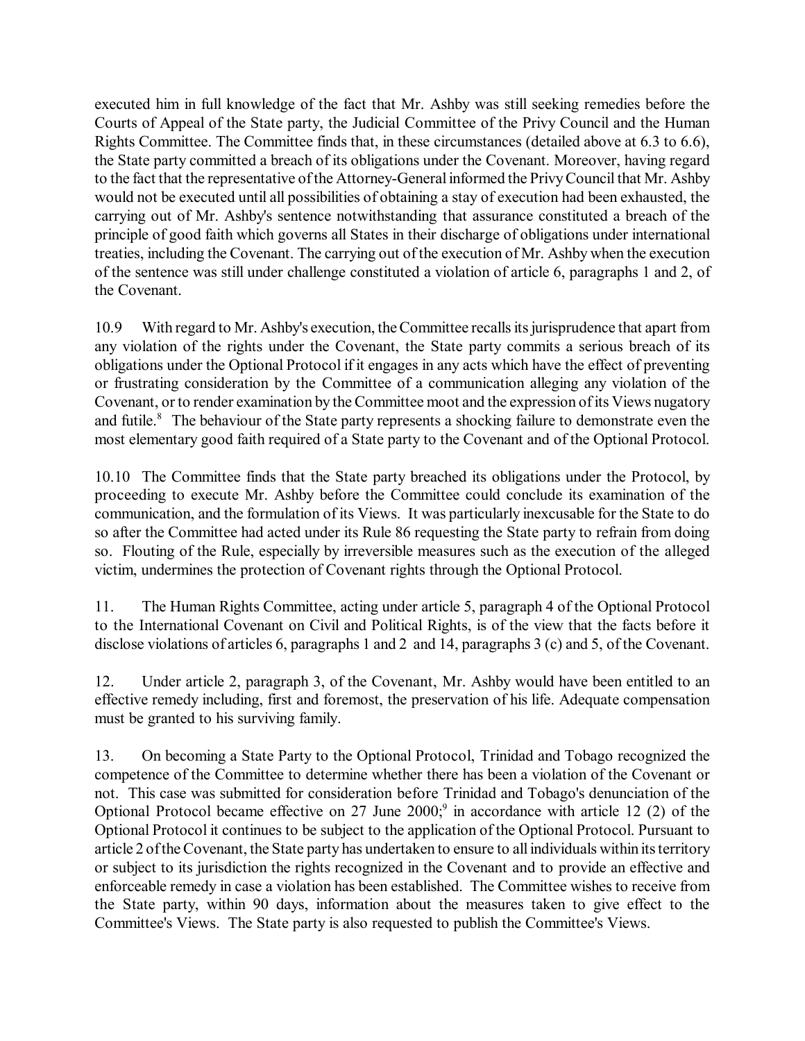executed him in full knowledge of the fact that Mr. Ashby was still seeking remedies before the Courts of Appeal of the State party, the Judicial Committee of the Privy Council and the Human Rights Committee. The Committee finds that, in these circumstances (detailed above at 6.3 to 6.6), the State party committed a breach of its obligations under the Covenant. Moreover, having regard to the fact that the representative of the Attorney-General informed the Privy Council that Mr. Ashby would not be executed until all possibilities of obtaining a stay of execution had been exhausted, the carrying out of Mr. Ashby's sentence notwithstanding that assurance constituted a breach of the principle of good faith which governs all States in their discharge of obligations under international treaties, including the Covenant. The carrying out of the execution of Mr. Ashby when the execution of the sentence was still under challenge constituted a violation of article 6, paragraphs 1 and 2, of the Covenant.

10.9 With regard to Mr. Ashby's execution, the Committee recalls its jurisprudence that apart from any violation of the rights under the Covenant, the State party commits a serious breach of its obligations under the Optional Protocol if it engages in any acts which have the effect of preventing or frustrating consideration by the Committee of a communication alleging any violation of the Covenant, or to render examination by the Committee moot and the expression of its Views nugatory and futile.[8] The behaviour of the State party represents a shocking failure to demonstrate even the most elementary good faith required of a State party to the Covenant and of the Optional Protocol.

10.10 The Committee finds that the State party breached its obligations under the Protocol, by proceeding to execute Mr. Ashby before the Committee could conclude its examination of the communication, and the formulation of its Views. It was particularly inexcusable for the State to do so after the Committee had acted under its Rule 86 requesting the State party to refrain from doing so. Flouting of the Rule, especially by irreversible measures such as the execution of the alleged victim, undermines the protection of Covenant rights through the Optional Protocol.

11. The Human Rights Committee, acting under article 5, paragraph 4 of the Optional Protocol to the International Covenant on Civil and Political Rights, is of the view that the facts before it disclose violations of articles 6, paragraphs 1 and 2 and 14, paragraphs 3 (c) and 5, of the Covenant.

12. Under article 2, paragraph 3, of the Covenant, Mr. Ashby would have been entitled to an effective remedy including, first and foremost, the preservation of his life. Adequate compensation must be granted to his surviving family.

13. On becoming a State Party to the Optional Protocol, Trinidad and Tobago recognized the competence of the Committee to determine whether there has been a violation of the Covenant or not. This case was submitted for consideration before Trinidad and Tobago's denunciation of the Optional Protocol became effective on 27 June 2000;[9] in accordance with article 12 (2) of the Optional Protocol it continues to be subject to the application of the Optional Protocol. Pursuant to article 2 of the Covenant, the State party has undertaken to ensure to all individuals within its territory or subject to its jurisdiction the rights recognized in the Covenant and to provide an effective and enforceable remedy in case a violation has been established. The Committee wishes to receive from the State party, within 90 days, information about the measures taken to give effect to the Committee's Views. The State party is also requested to publish the Committee's Views.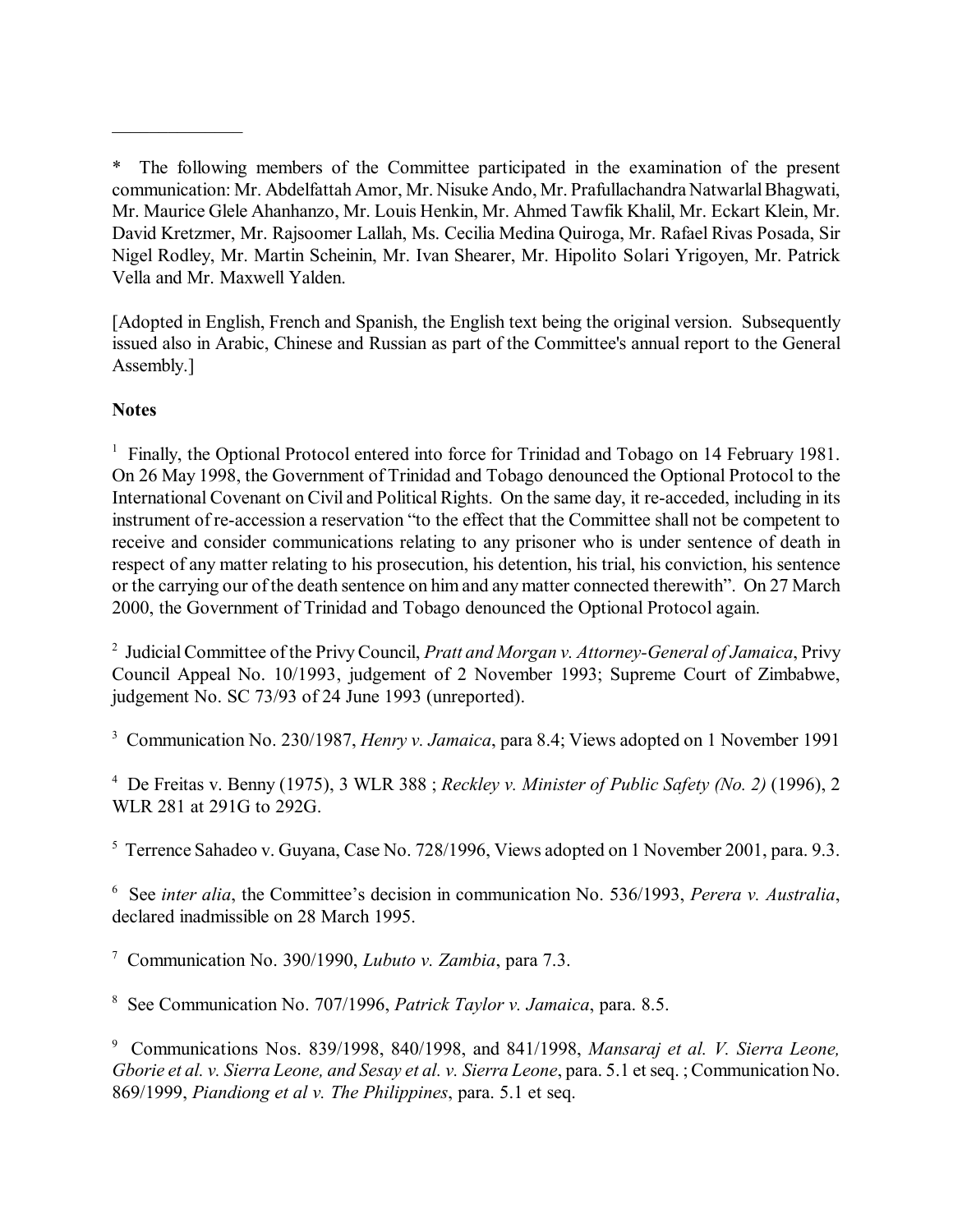---

\* The following members of the Committee participated in the examination of the present communication: Mr. Abdelfattah Amor, Mr. Nisuke Ando, Mr. Prafullachandra Natwarlal Bhagwati, Mr. Maurice Glele Ahanhanzo, Mr. Louis Henkin, Mr. Ahmed Tawfik Khalil, Mr. Eckart Klein, Mr. David Kretzmer, Mr. Rajsoomer Lallah, Ms. Cecilia Medina Quiroga, Mr. Rafael Rivas Posada, Sir Nigel Rodley, Mr. Martin Scheinin, Mr. Ivan Shearer, Mr. Hipolito Solari Yrigoyen, Mr. Patrick Vella and Mr. Maxwell Yalden.

[Adopted in English, French and Spanish, the English text being the original version. Subsequently issued also in Arabic, Chinese and Russian as part of the Committee's annual report to the General Assembly.]

**Notes**

[1] Finally, the Optional Protocol entered into force for Trinidad and Tobago on 14 February 1981. On 26 May 1998, the Government of Trinidad and Tobago denounced the Optional Protocol to the International Covenant on Civil and Political Rights. On the same day, it re-acceded, including in its instrument of re-accession a reservation "to the effect that the Committee shall not be competent to receive and consider communications relating to any prisoner who is under sentence of death in respect of any matter relating to his prosecution, his detention, his trial, his conviction, his sentence or the carrying our of the death sentence on him and any matter connected therewith". On 27 March 2000, the Government of Trinidad and Tobago denounced the Optional Protocol again.

[2] Judicial Committee of the Privy Council, *Pratt and Morgan v. Attorney-General of Jamaica*, Privy Council Appeal No. 10/1993, judgement of 2 November 1993; Supreme Court of Zimbabwe, judgement No. SC 73/93 of 24 June 1993 (unreported).

[3] Communication No. 230/1987, *Henry v. Jamaica*, para 8.4; Views adopted on 1 November 1991

[4] De Freitas v. Benny (1975), 3 WLR 388 ; *Reckley v. Minister of Public Safety (No. 2)* (1996), 2 WLR 281 at 291G to 292G.

[5] Terrence Sahadeo v. Guyana, Case No. 728/1996, Views adopted on 1 November 2001, para. 9.3.

[6] See *inter alia*, the Committee's decision in communication No. 536/1993, *Perera v. Australia*, declared inadmissible on 28 March 1995.

[7] Communication No. 390/1990, *Lubuto v. Zambia*, para 7.3.

[8] See Communication No. 707/1996, *Patrick Taylor v. Jamaica*, para. 8.5.

[9] Communications Nos. 839/1998, 840/1998, and 841/1998, *Mansaraj et al. V. Sierra Leone, Gborie et al. v. Sierra Leone, and Sesay et al. v. Sierra Leone*, para. 5.1 et seq. ; Communication No. 869/1999, *Piandiong et al v. The Philippines*, para. 5.1 et seq.